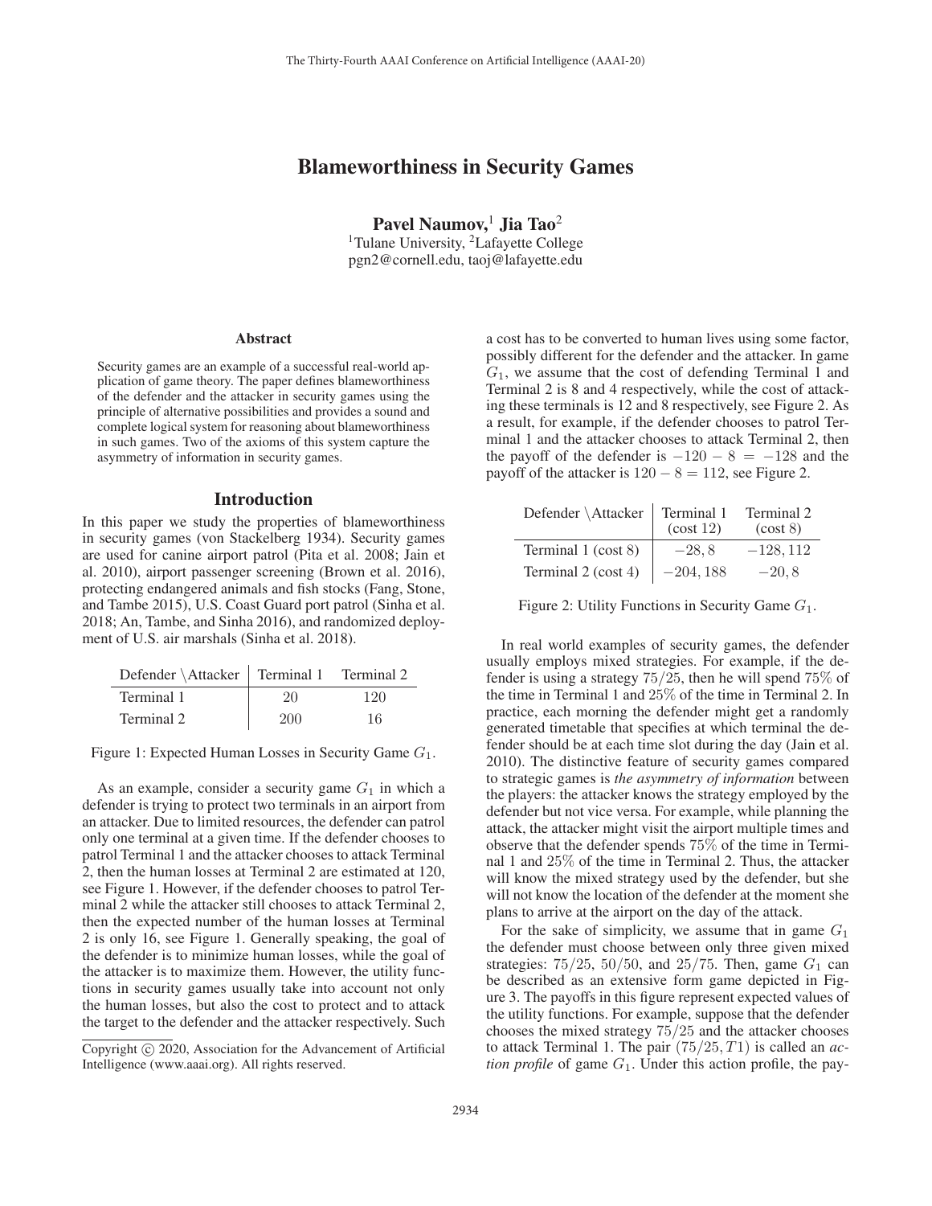# Blameworthiness in Security Games

**Pavel Naumov,**[1] **Jia Tao**[2]

[1]Tulane University, [2]Lafayette College

pgn2@cornell.edu, taoj@lafayette.edu

## Abstract

Security games are an example of a successful real-world application of game theory. The paper defines blameworthiness of the defender and the attacker in security games using the principle of alternative possibilities and provides a sound and complete logical system for reasoning about blameworthiness in such games. Two of the axioms of this system capture the asymmetry of information in security games.

## Introduction

In this paper we study the properties of blameworthiness in security games (von Stackelberg 1934). Security games are used for canine airport patrol (Pita et al. 2008; Jain et al. 2010), airport passenger screening (Brown et al. 2016), protecting endangered animals and fish stocks (Fang, Stone, and Tambe 2015), U.S. Coast Guard port patrol (Sinha et al. 2018; An, Tambe, and Sinha 2016), and randomized deployment of U.S. air marshals (Sinha et al. 2018).

| Defender \Attacker | Terminal 1 | Terminal 2 |
|---|---|---|
| Terminal 1 | 20 | 120 |
| Terminal 2 | 200 | 16 |

Figure 1: Expected Human Losses in Security Game $G_1$.

As an example, consider a security game $G_1$ in which a defender is trying to protect two terminals in an airport from an attacker. Due to limited resources, the defender can patrol only one terminal at a given time. If the defender chooses to patrol Terminal 1 and the attacker chooses to attack Terminal 2, then the human losses at Terminal 2 are estimated at 120, see Figure 1. However, if the defender chooses to patrol Terminal 2 while the attacker still chooses to attack Terminal 2, then the expected number of the human losses at Terminal 2 is only 16, see Figure 1. Generally speaking, the goal of the defender is to minimize human losses, while the goal of the attacker is to maximize them. However, the utility functions in security games usually take into account not only the human losses, but also the cost to protect and to attack the target to the defender and the attacker respectively. Such a cost has to be converted to human lives using some factor, possibly different for the defender and the attacker. In game $G_1$, we assume that the cost of defending Terminal 1 and Terminal 2 is 8 and 4 respectively, while the cost of attacking these terminals is 12 and 8 respectively, see Figure 2. As a result, for example, if the defender chooses to patrol Terminal 1 and the attacker chooses to attack Terminal 2, then the payoff of the defender is $-120 - 8 = -128$ and the payoff of the attacker is $120 - 8 = 112$, see Figure 2.

| Defender \Attacker | Terminal 1 (cost 12) | Terminal 2 (cost 8) |
|---|---|---|
| Terminal 1 (cost 8) | $-28, 8$ | $-128, 112$ |
| Terminal 2 (cost 4) | $-204, 188$ | $-20, 8$ |

Figure 2: Utility Functions in Security Game $G_1$.

In real world examples of security games, the defender usually employs mixed strategies. For example, if the defender is using a strategy $75/25$, then he will spend $75\%$ of the time in Terminal 1 and $25\%$ of the time in Terminal 2. In practice, each morning the defender might get a randomly generated timetable that specifies at which terminal the defender should be at each time slot during the day (Jain et al. 2010). The distinctive feature of security games compared to strategic games is *the asymmetry of information* between the players: the attacker knows the strategy employed by the defender but not vice versa. For example, while planning the attack, the attacker might visit the airport multiple times and observe that the defender spends $75\%$ of the time in Terminal 1 and $25\%$ of the time in Terminal 2. Thus, the attacker will know the mixed strategy used by the defender, but she will not know the location of the defender at the moment she plans to arrive at the airport on the day of the attack.

For the sake of simplicity, we assume that in game $G_1$ the defender must choose between only three given mixed strategies: $75/25$, $50/50$, and $25/75$. Then, game $G_1$ can be described as an extensive form game depicted in Figure 3. The payoffs in this figure represent expected values of the utility functions. For example, suppose that the defender chooses the mixed strategy $75/25$ and the attacker chooses to attack Terminal 1. The pair $(75/25, T1)$ is called an *action profile* of game $G_1$. Under this action profile, the pay-

Copyright © 2020, Association for the Advancement of Artificial Intelligence (www.aaai.org). All rights reserved.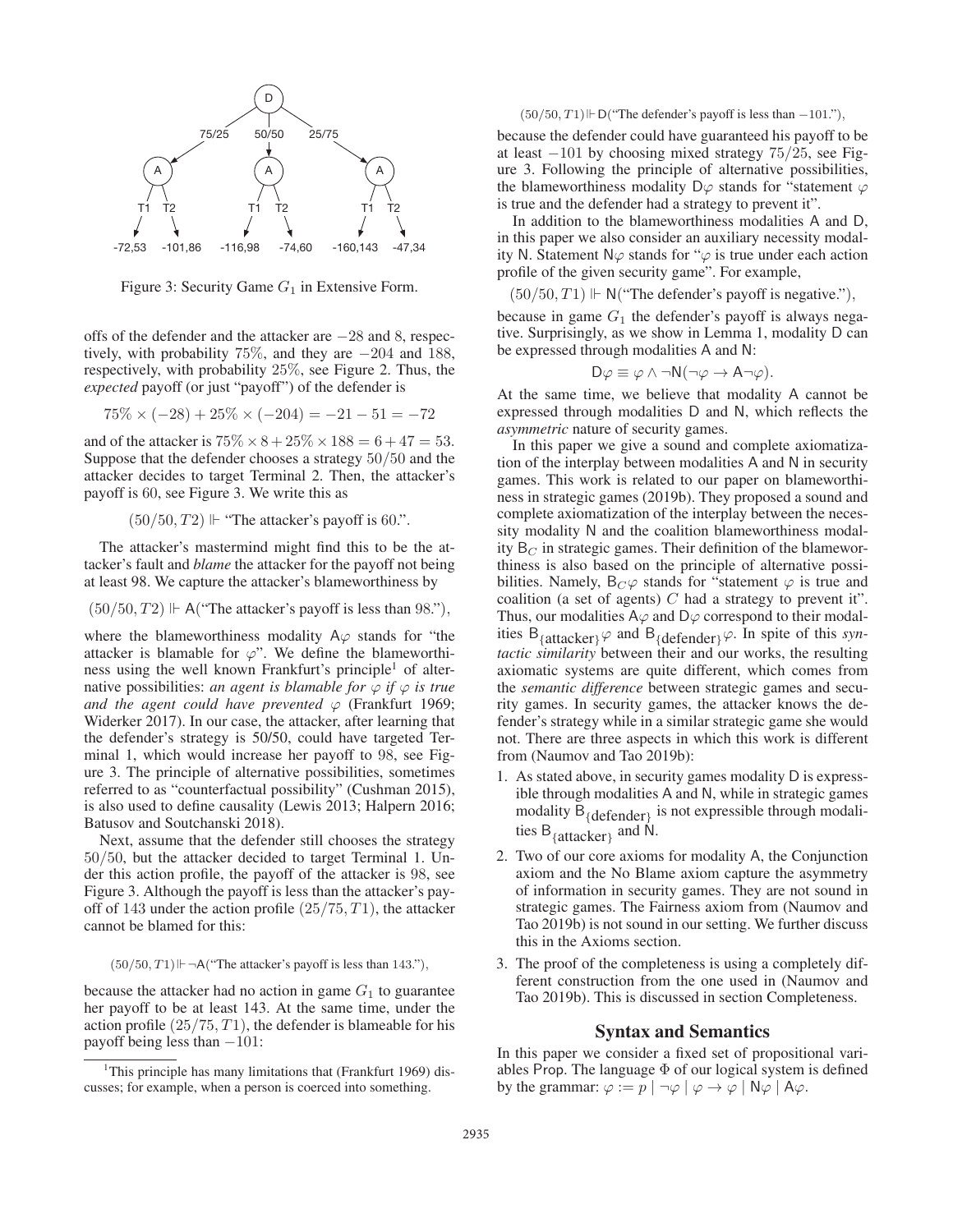Figure 3: Security Game $G_1$ in Extensive Form.

offs of the defender and the attacker are $-28$ and $8$, respectively, with probability 75%, and they are $-204$ and $188$, respectively, with probability 25%, see Figure 2. Thus, the *expected* payoff (or just "payoff") of the defender is

$$75\% \times (-28) + 25\% \times (-204) = -21 - 51 = -72$$

and of the attacker is $75\% \times 8 + 25\% \times 188 = 6 + 47 = 53$. Suppose that the defender chooses a strategy $50/50$ and the attacker decides to target Terminal 2. Then, the attacker's payoff is 60, see Figure 3. We write this as

$$(50/50, T2) \Vdash \text{"The attacker's payoff is 60."}.$$

The attacker's mastermind might find this to be the attacker's fault and *blame* the attacker for the payoff not being at least 98. We capture the attacker's blameworthiness by

$$(50/50, T2) \Vdash \mathsf{A}(\text{"The attacker's payoff is less than 98."}),$$

where the blameworthiness modality $\mathsf{A}\varphi$ stands for "the attacker is blamable for $\varphi$". We define the blameworthiness using the well known Frankfurt's principle[1] of alternative possibilities: *an agent is blamable for $\varphi$ if $\varphi$ is true and the agent could have prevented $\varphi$* (Frankfurt 1969; Widerker 2017). In our case, the attacker, after learning that the defender's strategy is 50/50, could have targeted Terminal 1, which would increase her payoff to 98, see Figure 3. The principle of alternative possibilities, sometimes referred to as "counterfactual possibility" (Cushman 2015), is also used to define causality (Lewis 2013; Halpern 2016; Batusov and Soutchanski 2018).

Next, assume that the defender still chooses the strategy $50/50$, but the attacker decided to target Terminal 1. Under this action profile, the payoff of the attacker is 98, see Figure 3. Although the payoff is less than the attacker's payoff of 143 under the action profile $(25/75, T1)$, the attacker cannot be blamed for this:

$$(50/50, T1) \Vdash \neg\mathsf{A}(\text{"The attacker's payoff is less than 143."}),$$

because the attacker had no action in game $G_1$ to guarantee her payoff to be at least 143. At the same time, under the action profile $(25/75, T1)$, the defender is blameable for his payoff being less than $-101$:

$$(50/50, T1) \Vdash \mathsf{D}(\text{"The defender's payoff is less than } -101.\text{"}),$$

because the defender could have guaranteed his payoff to be at least $-101$ by choosing mixed strategy $75/25$, see Figure 3. Following the principle of alternative possibilities, the blameworthiness modality $\mathsf{D}\varphi$ stands for "statement $\varphi$ is true and the defender had a strategy to prevent it".

In addition to the blameworthiness modalities $\mathsf{A}$ and $\mathsf{D}$, in this paper we also consider an auxiliary necessity modality $\mathsf{N}$. Statement $\mathsf{N}\varphi$ stands for "$\varphi$ is true under each action profile of the given security game". For example,

$$(50/50, T1) \Vdash \mathsf{N}(\text{"The defender's payoff is negative."}),$$

because in game $G_1$ the defender's payoff is always negative. Surprisingly, as we show in Lemma 1, modality $\mathsf{D}$ can be expressed through modalities $\mathsf{A}$ and $\mathsf{N}$:

$$\mathsf{D}\varphi \equiv \varphi \wedge \neg\mathsf{N}(\neg\varphi \to \mathsf{A}\neg\varphi).$$

At the same time, we believe that modality $\mathsf{A}$ cannot be expressed through modalities $\mathsf{D}$ and $\mathsf{N}$, which reflects the *asymmetric* nature of security games.

In this paper we give a sound and complete axiomatization of the interplay between modalities $\mathsf{A}$ and $\mathsf{N}$ in security games. This work is related to our paper on blameworthiness in strategic games (2019b). They proposed a sound and complete axiomatization of the interplay between the necessity modality $\mathsf{N}$ and the coalition blameworthiness modality $\mathsf{B}_C$ in strategic games. Their definition of the blameworthiness is also based on the principle of alternative possibilities. Namely, $\mathsf{B}_C\varphi$ stands for "statement $\varphi$ is true and coalition (a set of agents) $C$ had a strategy to prevent it". Thus, our modalities $\mathsf{A}\varphi$ and $\mathsf{D}\varphi$ correspond to their modalities $\mathsf{B}_{\{\text{attacker}\}}\varphi$ and $\mathsf{B}_{\{\text{defender}\}}\varphi$. In spite of this *syntactic similarity* between their and our works, the resulting axiomatic systems are quite different, which comes from the *semantic difference* between strategic games and security games. In security games, the attacker knows the defender's strategy while in a similar strategic game she would not. There are three aspects in which this work is different from (Naumov and Tao 2019b):

1. As stated above, in security games modality $\mathsf{D}$ is expressible through modalities $\mathsf{A}$ and $\mathsf{N}$, while in strategic games modality $\mathsf{B}_{\{\text{defender}\}}$ is not expressible through modalities $\mathsf{B}_{\{\text{attacker}\}}$ and $\mathsf{N}$.
2. Two of our core axioms for modality $\mathsf{A}$, the Conjunction axiom and the No Blame axiom capture the asymmetry of information in security games. They are not sound in strategic games. The Fairness axiom from (Naumov and Tao 2019b) is not sound in our setting. We further discuss this in the Axioms section.
3. The proof of the completeness is using a completely different construction from the one used in (Naumov and Tao 2019b). This is discussed in section Completeness.

## Syntax and Semantics

In this paper we consider a fixed set of propositional variables Prop. The language $\Phi$ of our logical system is defined by the grammar: $\varphi := p \mid \neg\varphi \mid \varphi \to \varphi \mid \mathsf{N}\varphi \mid \mathsf{A}\varphi$.

[1] This principle has many limitations that (Frankfurt 1969) discusses; for example, when a person is coerced into something.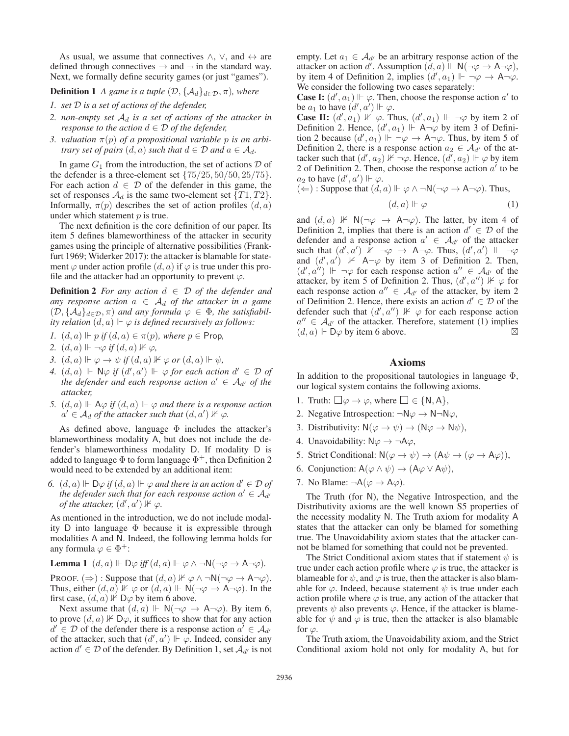As usual, we assume that connectives $\wedge$, $\vee$, and $\leftrightarrow$ are defined through connectives $\rightarrow$ and $\neg$ in the standard way. Next, we formally define security games (or just "games").

**Definition 1** *A game is a tuple $(\mathcal{D}, \{\mathcal{A}_d\}_{d\in\mathcal{D}}, \pi)$, where*

1. *set $\mathcal{D}$ is a set of actions of the defender,*
2. *non-empty set $\mathcal{A}_d$ is a set of actions of the attacker in response to the action $d \in \mathcal{D}$ of the defender,*
3. *valuation $\pi(p)$ of a propositional variable $p$ is an arbitrary set of pairs $(d, a)$ such that $d \in \mathcal{D}$ and $a \in \mathcal{A}_d$.*

In game $G_1$ from the introduction, the set of actions $\mathcal{D}$ of the defender is a three-element set $\{75/25, 50/50, 25/75\}$. For each action $d \in \mathcal{D}$ of the defender in this game, the set of responses $\mathcal{A}_d$ is the same two-element set $\{T1, T2\}$. Informally, $\pi(p)$ describes the set of action profiles $(d, a)$ under which statement $p$ is true.

The next definition is the core definition of our paper. Its item 5 defines blameworthiness of the attacker in security games using the principle of alternative possibilities (Frankfurt 1969; Widerker 2017): the attacker is blamable for statement $\varphi$ under action profile $(d, a)$ if $\varphi$ is true under this profile and the attacker had an opportunity to prevent $\varphi$.

**Definition 2** *For any action $d \in \mathcal{D}$ of the defender and any response action $a \in \mathcal{A}_d$ of the attacker in a game $(\mathcal{D}, \{\mathcal{A}_d\}_{d\in\mathcal{D}}, \pi)$ and any formula $\varphi \in \Phi$, the satisfiability relation $(d, a) \Vdash \varphi$ is defined recursively as follows:*

1. *$(d, a) \Vdash p$ if $(d, a) \in \pi(p)$, where $p \in \mathsf{Prop}$,*
2. *$(d, a) \Vdash \neg\varphi$ if $(d, a) \nVdash \varphi$,*
3. *$(d, a) \Vdash \varphi \rightarrow \psi$ if $(d, a) \nVdash \varphi$ or $(d, a) \Vdash \psi$,*
4. *$(d, a) \Vdash \mathsf{N}\varphi$ if $(d', a') \Vdash \varphi$ for each action $d' \in \mathcal{D}$ of the defender and each response action $a' \in \mathcal{A}_{d'}$ of the attacker,*
5. *$(d, a) \Vdash \mathsf{A}\varphi$ if $(d, a) \Vdash \varphi$ and there is a response action $a' \in \mathcal{A}_d$ of the attacker such that $(d, a') \nVdash \varphi$.*

As defined above, language $\Phi$ includes the attacker's blameworthiness modality $\mathsf{A}$, but does not include the defender's blameworthiness modality $\mathsf{D}$. If modality $\mathsf{D}$ is added to language $\Phi$ to form language $\Phi^+$, then Definition 2 would need to be extended by an additional item:

6. *$(d, a) \Vdash \mathsf{D}\varphi$ if $(d, a) \Vdash \varphi$ and there is an action $d' \in \mathcal{D}$ of the defender such that for each response action $a' \in \mathcal{A}_{d'}$ of the attacker, $(d', a') \nVdash \varphi$.*

As mentioned in the introduction, we do not include modality $\mathsf{D}$ into language $\Phi$ because it is expressible through modalities $\mathsf{A}$ and $\mathsf{N}$. Indeed, the following lemma holds for any formula $\varphi \in \Phi^+$:

**Lemma 1** $(d, a) \Vdash \mathsf{D}\varphi$ *iff* $(d, a) \Vdash \varphi \wedge \neg\mathsf{N}(\neg\varphi \rightarrow \mathsf{A}\neg\varphi)$.

PROOF. $(\Rightarrow)$ : Suppose that $(d, a) \nVdash \varphi \wedge \neg\mathsf{N}(\neg\varphi \rightarrow \mathsf{A}\neg\varphi)$. Thus, either $(d, a) \nVdash \varphi$ or $(d, a) \Vdash \mathsf{N}(\neg\varphi \rightarrow \mathsf{A}\neg\varphi)$. In the first case, $(d, a) \nVdash \mathsf{D}\varphi$ by item 6 above.

Next assume that $(d, a) \Vdash \mathsf{N}(\neg\varphi \rightarrow \mathsf{A}\neg\varphi)$. By item 6, to prove $(d, a) \nVdash \mathsf{D}\varphi$, it suffices to show that for any action $d' \in \mathcal{D}$ of the defender there is a response action $a' \in \mathcal{A}_{d'}$ of the attacker, such that $(d', a') \Vdash \varphi$. Indeed, consider any action $d' \in \mathcal{D}$ of the defender. By Definition 1, set $\mathcal{A}_{d'}$ is not empty. Let $a_1 \in \mathcal{A}_{d'}$ be an arbitrary response action of the attacker on action $d'$. Assumption $(d, a) \Vdash \mathsf{N}(\neg\varphi \rightarrow \mathsf{A}\neg\varphi)$, by item 4 of Definition 2, implies $(d', a_1) \Vdash \neg\varphi \rightarrow \mathsf{A}\neg\varphi$. We consider the following two cases separately:

**Case I:** $(d', a_1) \Vdash \varphi$. Then, choose the response action $a'$ to be $a_1$ to have $(d', a') \Vdash \varphi$.

**Case II:** $(d', a_1) \nVdash \varphi$. Thus, $(d', a_1) \Vdash \neg\varphi$ by item 2 of Definition 2. Hence, $(d', a_1) \Vdash \mathsf{A}\neg\varphi$ by item 3 of Definition 2 because $(d', a_1) \Vdash \neg\varphi \rightarrow \mathsf{A}\neg\varphi$. Thus, by item 5 of Definition 2, there is a response action $a_2 \in \mathcal{A}_{d'}$ of the attacker such that $(d', a_2) \nVdash \neg\varphi$. Hence, $(d', a_2) \Vdash \varphi$ by item 2 of Definition 2. Then, choose the response action $a'$ to be $a_2$ to have $(d', a') \Vdash \varphi$.

$(\Leftarrow)$ : Suppose that $(d, a) \Vdash \varphi \wedge \neg\mathsf{N}(\neg\varphi \rightarrow \mathsf{A}\neg\varphi)$. Thus,

$$(d, a) \Vdash \varphi \tag{1}$$

and $(d, a) \nVdash \mathsf{N}(\neg\varphi \rightarrow \mathsf{A}\neg\varphi)$. The latter, by item 4 of Definition 2, implies that there is an action $d' \in \mathcal{D}$ of the defender and a response action $a' \in \mathcal{A}_{d'}$ of the attacker such that $(d', a') \nVdash \neg\varphi \rightarrow \mathsf{A}\neg\varphi$. Thus, $(d', a') \Vdash \neg\varphi$ and $(d', a') \nVdash \mathsf{A}\neg\varphi$ by item 3 of Definition 2. Then, $(d', a'') \Vdash \neg\varphi$ for each response action $a'' \in \mathcal{A}_{d'}$ of the attacker, by item 5 of Definition 2. Thus, $(d', a'') \nVdash \varphi$ for each response action $a'' \in \mathcal{A}_{d'}$ of the attacker, by item 2 of Definition 2. Hence, there exists an action $d' \in \mathcal{D}$ of the defender such that $(d', a'') \nVdash \varphi$ for each response action $a'' \in \mathcal{A}_{d'}$ of the attacker. Therefore, statement (1) implies $(d, a) \Vdash \mathsf{D}\varphi$ by item 6 above. $\boxtimes$

## Axioms

In addition to the propositional tautologies in language $\Phi$, our logical system contains the following axioms.

1. Truth: $\Box\varphi \rightarrow \varphi$, where $\Box \in \{\mathsf{N}, \mathsf{A}\}$,
2. Negative Introspection: $\neg\mathsf{N}\varphi \rightarrow \mathsf{N}\neg\mathsf{N}\varphi$,
3. Distributivity: $\mathsf{N}(\varphi \rightarrow \psi) \rightarrow (\mathsf{N}\varphi \rightarrow \mathsf{N}\psi)$,
4. Unavoidability: $\mathsf{N}\varphi \rightarrow \neg\mathsf{A}\varphi$,
5. Strict Conditional: $\mathsf{N}(\varphi \rightarrow \psi) \rightarrow (\mathsf{A}\psi \rightarrow (\varphi \rightarrow \mathsf{A}\varphi))$,
6. Conjunction: $\mathsf{A}(\varphi \wedge \psi) \rightarrow (\mathsf{A}\varphi \vee \mathsf{A}\psi)$,
7. No Blame: $\neg\mathsf{A}(\varphi \rightarrow \mathsf{A}\varphi)$.

The Truth (for $\mathsf{N}$), the Negative Introspection, and the Distributivity axioms are the well known S5 properties of the necessity modality $\mathsf{N}$. The Truth axiom for modality $\mathsf{A}$ states that the attacker can only be blamed for something true. The Unavoidability axiom states that the attacker cannot be blamed for something that could not be prevented.

The Strict Conditional axiom states that if statement $\psi$ is true under each action profile where $\varphi$ is true, the attacker is blameable for $\psi$, and $\varphi$ is true, then the attacker is also blamable for $\varphi$. Indeed, because statement $\psi$ is true under each action profile where $\varphi$ is true, any action of the attacker that prevents $\psi$ also prevents $\varphi$. Hence, if the attacker is blameable for $\psi$ and $\varphi$ is true, then the attacker is also blamable for $\varphi$.

The Truth axiom, the Unavoidability axiom, and the Strict Conditional axiom hold not only for modality $\mathsf{A}$, but for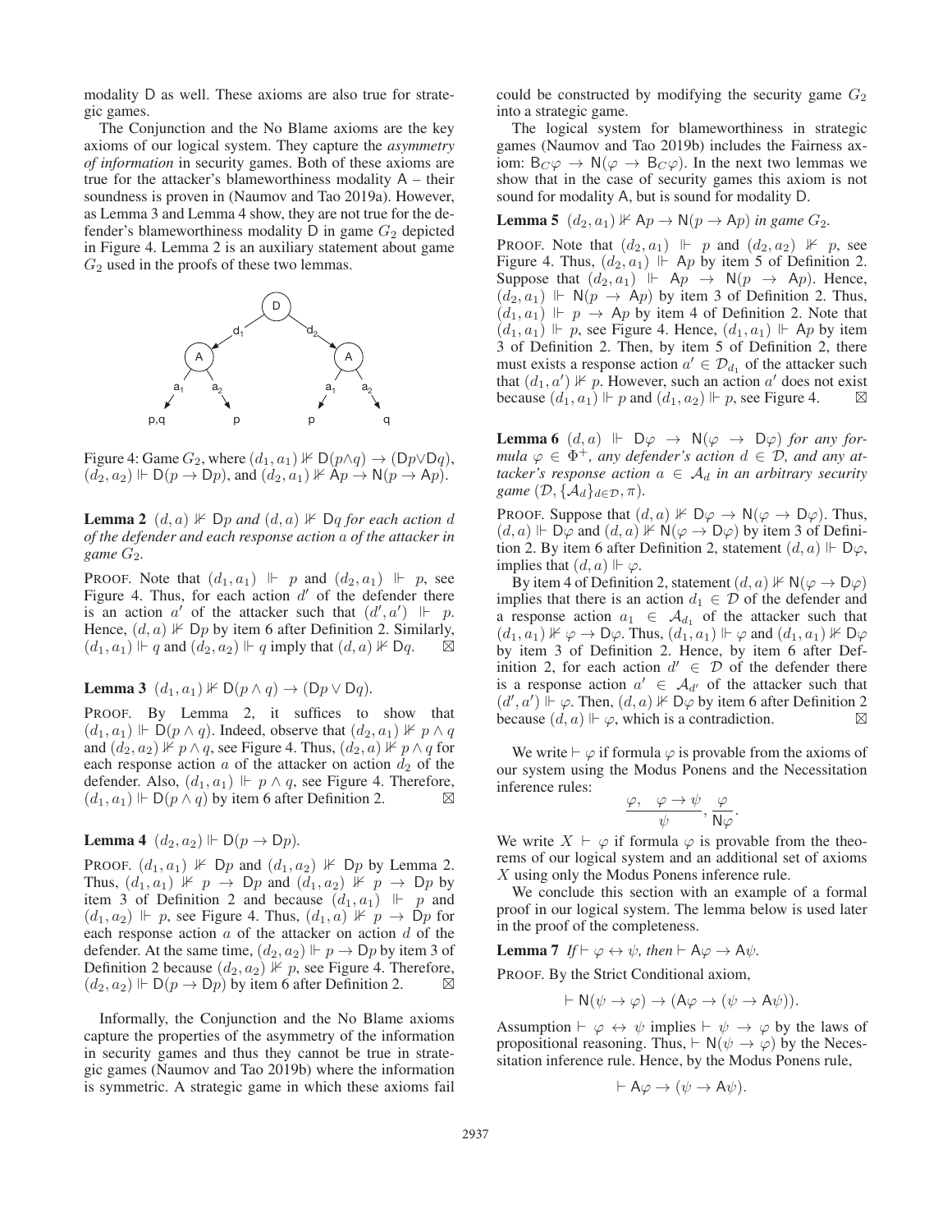modality D as well. These axioms are also true for strategic games.

The Conjunction and the No Blame axioms are the key axioms of our logical system. They capture the *asymmetry of information* in security games. Both of these axioms are true for the attacker's blameworthiness modality A – their soundness is proven in (Naumov and Tao 2019a). However, as Lemma 3 and Lemma 4 show, they are not true for the defender's blameworthiness modality D in game $G_2$ depicted in Figure 4. Lemma 2 is an auxiliary statement about game $G_2$ used in the proofs of these two lemmas.

Figure 4: Game $G_2$, where $(d_1, a_1) \nVdash \mathsf{D}(p \wedge q) \to (\mathsf{D}p \vee \mathsf{D}q)$, $(d_2, a_2) \Vdash \mathsf{D}(p \to \mathsf{D}p)$, and $(d_2, a_1) \nVdash \mathsf{A}p \to \mathsf{N}(p \to \mathsf{A}p)$.

**Lemma 2** *$(d, a) \nVdash \mathsf{D}p$ and $(d, a) \nVdash \mathsf{D}q$ for each action $d$ of the defender and each response action $a$ of the attacker in game $G_2$.*

PROOF. Note that $(d_1, a_1) \Vdash p$ and $(d_2, a_1) \Vdash p$, see Figure 4. Thus, for each action $d'$ of the defender there is an action $a'$ of the attacker such that $(d', a') \Vdash p$. Hence, $(d, a) \nVdash \mathsf{D}p$ by item 6 after Definition 2. Similarly, $(d_1, a_1) \Vdash q$ and $(d_2, a_2) \Vdash q$ imply that $(d, a) \nVdash \mathsf{D}q$. ⊠

**Lemma 3** $(d_1, a_1) \nVdash \mathsf{D}(p \wedge q) \to (\mathsf{D}p \vee \mathsf{D}q)$.

PROOF. By Lemma 2, it suffices to show that $(d_1, a_1) \Vdash \mathsf{D}(p \wedge q)$. Indeed, observe that $(d_2, a_1) \nVdash p \wedge q$ and $(d_2, a_2) \nVdash p \wedge q$, see Figure 4. Thus, $(d_2, a) \nVdash p \wedge q$ for each response action $a$ of the attacker on action $d_2$ of the defender. Also, $(d_1, a_1) \Vdash p \wedge q$, see Figure 4. Therefore, $(d_1, a_1) \Vdash \mathsf{D}(p \wedge q)$ by item 6 after Definition 2. ⊠

**Lemma 4** $(d_2, a_2) \Vdash \mathsf{D}(p \to \mathsf{D}p)$.

PROOF. $(d_1, a_1) \nVdash \mathsf{D}p$ and $(d_1, a_2) \nVdash \mathsf{D}p$ by Lemma 2. Thus, $(d_1, a_1) \nVdash p \to \mathsf{D}p$ and $(d_1, a_2) \nVdash p \to \mathsf{D}p$ by item 3 of Definition 2 and because $(d_1, a_1) \Vdash p$ and $(d_1, a_2) \Vdash p$, see Figure 4. Thus, $(d_1, a) \nVdash p \to \mathsf{D}p$ for each response action $a$ of the attacker on action $d$ of the defender. At the same time, $(d_2, a_2) \Vdash p \to \mathsf{D}p$ by item 3 of Definition 2 because $(d_2, a_2) \nVdash p$, see Figure 4. Therefore, $(d_2, a_2) \Vdash \mathsf{D}(p \to \mathsf{D}p)$ by item 6 after Definition 2. ⊠

Informally, the Conjunction and the No Blame axioms capture the properties of the asymmetry of the information in security games and thus they cannot be true in strategic games (Naumov and Tao 2019b) where the information is symmetric. A strategic game in which these axioms fail could be constructed by modifying the security game $G_2$ into a strategic game.

The logical system for blameworthiness in strategic games (Naumov and Tao 2019b) includes the Fairness axiom: $\mathsf{B}_C\varphi \to \mathsf{N}(\varphi \to \mathsf{B}_C\varphi)$. In the next two lemmas we show that in the case of security games this axiom is not sound for modality A, but is sound for modality D.

**Lemma 5** *$(d_2, a_1) \nVdash \mathsf{A}p \to \mathsf{N}(p \to \mathsf{A}p)$ in game $G_2$.*

PROOF. Note that $(d_2, a_1) \Vdash p$ and $(d_2, a_2) \nVdash p$, see Figure 4. Thus, $(d_2, a_1) \Vdash \mathsf{A}p$ by item 5 of Definition 2. Suppose that $(d_2, a_1) \Vdash \mathsf{A}p \to \mathsf{N}(p \to \mathsf{A}p)$. Hence, $(d_2, a_1) \Vdash \mathsf{N}(p \to \mathsf{A}p)$ by item 3 of Definition 2. Thus, $(d_1, a_1) \Vdash p \to \mathsf{A}p$ by item 4 of Definition 2. Note that $(d_1, a_1) \Vdash p$, see Figure 4. Hence, $(d_1, a_1) \Vdash \mathsf{A}p$ by item 3 of Definition 2. Then, by item 5 of Definition 2, there must exists a response action $a' \in \mathcal{D}_{d_1}$ of the attacker such that $(d_1, a') \nVdash p$. However, such an action $a'$ does not exist because $(d_1, a_1) \Vdash p$ and $(d_1, a_2) \Vdash p$, see Figure 4. ⊠

**Lemma 6** *$(d, a) \Vdash \mathsf{D}\varphi \to \mathsf{N}(\varphi \to \mathsf{D}\varphi)$ for any formula $\varphi \in \Phi^+$, any defender's action $d \in \mathcal{D}$, and any attacker's response action $a \in \mathcal{A}_d$ in an arbitrary security game $(\mathcal{D}, \{\mathcal{A}_d\}_{d \in \mathcal{D}}, \pi)$.*

PROOF. Suppose that $(d, a) \nVdash \mathsf{D}\varphi \to \mathsf{N}(\varphi \to \mathsf{D}\varphi)$. Thus, $(d, a) \Vdash \mathsf{D}\varphi$ and $(d, a) \nVdash \mathsf{N}(\varphi \to \mathsf{D}\varphi)$ by item 3 of Definition 2. By item 6 after Definition 2, statement $(d, a) \Vdash \mathsf{D}\varphi$, implies that $(d, a) \Vdash \varphi$.

By item 4 of Definition 2, statement $(d, a) \nVdash \mathsf{N}(\varphi \to \mathsf{D}\varphi)$ implies that there is an action $d_1 \in \mathcal{D}$ of the defender and a response action $a_1 \in \mathcal{A}_{d_1}$ of the attacker such that $(d_1, a_1) \nVdash \varphi \to \mathsf{D}\varphi$. Thus, $(d_1, a_1) \Vdash \varphi$ and $(d_1, a_1) \nVdash \mathsf{D}\varphi$ by item 3 of Definition 2. Hence, by item 6 after Definition 2, for each action $d' \in \mathcal{D}$ of the defender there is a response action $a' \in \mathcal{A}_{d'}$ of the attacker such that $(d', a') \Vdash \varphi$. Then, $(d, a) \nVdash \mathsf{D}\varphi$ by item 6 after Definition 2 because $(d, a) \Vdash \varphi$, which is a contradiction. ⊠

We write $\vdash \varphi$ if formula $\varphi$ is provable from the axioms of our system using the Modus Ponens and the Necessitation inference rules:

$$\frac{\varphi, \quad \varphi \to \psi}{\psi}, \; \frac{\varphi}{\mathsf{N}\varphi}.$$

We write $X \vdash \varphi$ if formula $\varphi$ is provable from the theorems of our logical system and an additional set of axioms $X$ using only the Modus Ponens inference rule.

We conclude this section with an example of a formal proof in our logical system. The lemma below is used later in the proof of the completeness.

**Lemma 7** *If $\vdash \varphi \leftrightarrow \psi$, then $\vdash \mathsf{A}\varphi \to \mathsf{A}\psi$.*

PROOF. By the Strict Conditional axiom,

$$\vdash \mathsf{N}(\psi \to \varphi) \to (\mathsf{A}\varphi \to (\psi \to \mathsf{A}\psi)).$$

Assumption $\vdash \varphi \leftrightarrow \psi$ implies $\vdash \psi \to \varphi$ by the laws of propositional reasoning. Thus, $\vdash \mathsf{N}(\psi \to \varphi)$ by the Necessitation inference rule. Hence, by the Modus Ponens rule,

$$\vdash \mathsf{A}\varphi \to (\psi \to \mathsf{A}\psi).$$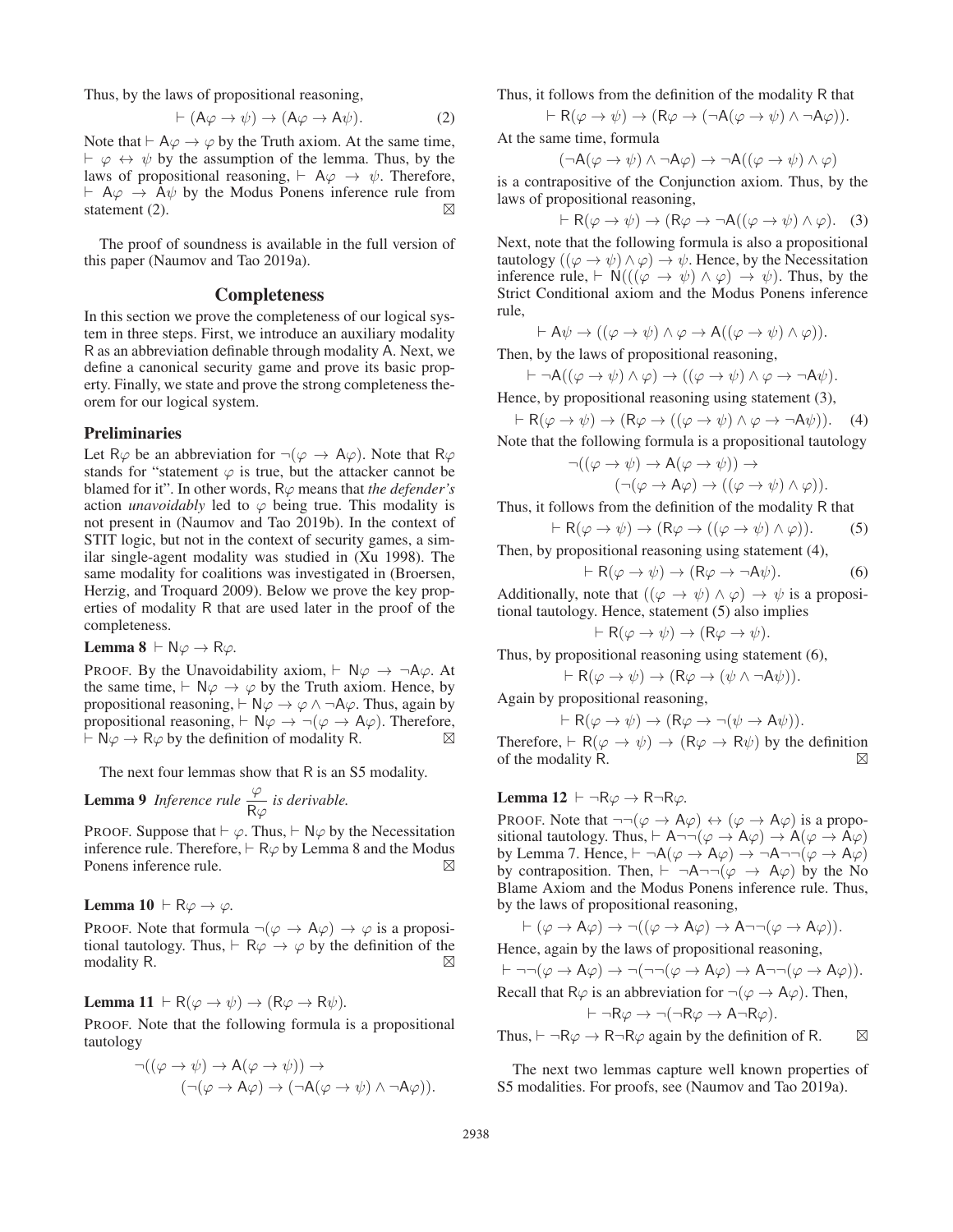Thus, by the laws of propositional reasoning,

$$\vdash (\mathsf{A}\varphi \to \psi) \to (\mathsf{A}\varphi \to \mathsf{A}\psi). \tag{2}$$

Note that $\vdash \mathsf{A}\varphi \to \varphi$ by the Truth axiom. At the same time, $\vdash \varphi \leftrightarrow \psi$ by the assumption of the lemma. Thus, by the laws of propositional reasoning, $\vdash \mathsf{A}\varphi \to \psi$. Therefore, $\vdash \mathsf{A}\varphi \to \mathsf{A}\psi$ by the Modus Ponens inference rule from statement (2). ⊠

The proof of soundness is available in the full version of this paper (Naumov and Tao 2019a).

## Completeness

In this section we prove the completeness of our logical system in three steps. First, we introduce an auxiliary modality R as an abbreviation definable through modality A. Next, we define a canonical security game and prove its basic property. Finally, we state and prove the strong completeness theorem for our logical system.

### Preliminaries

Let $\mathsf{R}\varphi$ be an abbreviation for $\neg(\varphi \to \mathsf{A}\varphi)$. Note that $\mathsf{R}\varphi$ stands for "statement $\varphi$ is true, but the attacker cannot be blamed for it". In other words, $\mathsf{R}\varphi$ means that *the defender's* action *unavoidably* led to $\varphi$ being true. This modality is not present in (Naumov and Tao 2019b). In the context of STIT logic, but not in the context of security games, a similar single-agent modality was studied in (Xu 1998). The same modality for coalitions was investigated in (Broersen, Herzig, and Troquard 2009). Below we prove the key properties of modality R that are used later in the proof of the completeness.

**Lemma 8** $\vdash \mathsf{N}\varphi \to \mathsf{R}\varphi$.

PROOF. By the Unavoidability axiom, $\vdash \mathsf{N}\varphi \to \neg\mathsf{A}\varphi$. At the same time, $\vdash \mathsf{N}\varphi \to \varphi$ by the Truth axiom. Hence, by propositional reasoning, $\vdash \mathsf{N}\varphi \to \varphi \wedge \neg\mathsf{A}\varphi$. Thus, again by propositional reasoning, $\vdash \mathsf{N}\varphi \to \neg(\varphi \to \mathsf{A}\varphi)$. Therefore, $\vdash \mathsf{N}\varphi \to \mathsf{R}\varphi$ by the definition of modality R. ⊠

The next four lemmas show that R is an S5 modality.

**Lemma 9** *Inference rule* $\dfrac{\varphi}{\mathsf{R}\varphi}$ *is derivable.*

PROOF. Suppose that $\vdash \varphi$. Thus, $\vdash \mathsf{N}\varphi$ by the Necessitation inference rule. Therefore, $\vdash \mathsf{R}\varphi$ by Lemma 8 and the Modus Ponens inference rule. ⊠

**Lemma 10** $\vdash \mathsf{R}\varphi \to \varphi$.

PROOF. Note that formula $\neg(\varphi \to \mathsf{A}\varphi) \to \varphi$ is a propositional tautology. Thus, $\vdash \mathsf{R}\varphi \to \varphi$ by the definition of the modality R. ⊠

**Lemma 11** $\vdash \mathsf{R}(\varphi \to \psi) \to (\mathsf{R}\varphi \to \mathsf{R}\psi)$.

PROOF. Note that the following formula is a propositional tautology

$$\neg((\varphi \to \psi) \to \mathsf{A}(\varphi \to \psi)) \to (\neg(\varphi \to \mathsf{A}\varphi) \to (\neg\mathsf{A}(\varphi \to \psi) \wedge \neg\mathsf{A}\varphi)).$$

Thus, it follows from the definition of the modality R that

$$\vdash \mathsf{R}(\varphi \to \psi) \to (\mathsf{R}\varphi \to (\neg\mathsf{A}(\varphi \to \psi) \wedge \neg\mathsf{A}\varphi)).$$

At the same time, formula

$$(\neg\mathsf{A}(\varphi \to \psi) \wedge \neg\mathsf{A}\varphi) \to \neg\mathsf{A}((\varphi \to \psi) \wedge \varphi)$$

is a contrapositive of the Conjunction axiom. Thus, by the laws of propositional reasoning,

$$\vdash \mathsf{R}(\varphi \to \psi) \to (\mathsf{R}\varphi \to \neg\mathsf{A}((\varphi \to \psi) \wedge \varphi). \tag{3}$$

Next, note that the following formula is also a propositional tautology $((\varphi \to \psi) \wedge \varphi) \to \psi$. Hence, by the Necessitation inference rule, $\vdash \mathsf{N}(((\varphi \to \psi) \wedge \varphi) \to \psi)$. Thus, by the Strict Conditional axiom and the Modus Ponens inference rule,

$$\vdash \mathsf{A}\psi \to ((\varphi \to \psi) \wedge \varphi \to \mathsf{A}((\varphi \to \psi) \wedge \varphi)).$$

Then, by the laws of propositional reasoning,

$$\vdash \neg\mathsf{A}((\varphi \to \psi) \wedge \varphi) \to ((\varphi \to \psi) \wedge \varphi \to \neg\mathsf{A}\psi).$$

Hence, by propositional reasoning using statement (3),

$$\vdash \mathsf{R}(\varphi \to \psi) \to (\mathsf{R}\varphi \to ((\varphi \to \psi) \wedge \varphi \to \neg\mathsf{A}\psi)). \tag{4}$$

Note that the following formula is a propositional tautology

$$\neg((\varphi \to \psi) \to \mathsf{A}(\varphi \to \psi)) \to (\neg(\varphi \to \mathsf{A}\varphi) \to ((\varphi \to \psi) \wedge \varphi)).$$

Thus, it follows from the definition of the modality R that

$$\vdash \mathsf{R}(\varphi \to \psi) \to (\mathsf{R}\varphi \to ((\varphi \to \psi) \wedge \varphi)). \tag{5}$$

Then, by propositional reasoning using statement (4),

$$\vdash \mathsf{R}(\varphi \to \psi) \to (\mathsf{R}\varphi \to \neg\mathsf{A}\psi). \tag{6}$$

Additionally, note that $((\varphi \to \psi) \wedge \varphi) \to \psi$ is a propositional tautology. Hence, statement (5) also implies

$$\vdash \mathsf{R}(\varphi \to \psi) \to (\mathsf{R}\varphi \to \psi).$$

Thus, by propositional reasoning using statement (6),

$$\vdash \mathsf{R}(\varphi \to \psi) \to (\mathsf{R}\varphi \to (\psi \wedge \neg\mathsf{A}\psi)).$$

Again by propositional reasoning,

$$\vdash \mathsf{R}(\varphi \to \psi) \to (\mathsf{R}\varphi \to \neg(\psi \to \mathsf{A}\psi)).$$

Therefore, $\vdash \mathsf{R}(\varphi \to \psi) \to (\mathsf{R}\varphi \to \mathsf{R}\psi)$ by the definition of the modality R. ⊠

**Lemma 12** $\vdash \neg\mathsf{R}\varphi \to \mathsf{R}\neg\mathsf{R}\varphi$.

PROOF. Note that $\neg\neg(\varphi \to \mathsf{A}\varphi) \leftrightarrow (\varphi \to \mathsf{A}\varphi)$ is a propositional tautology. Thus, $\vdash \mathsf{A}\neg\neg(\varphi \to \mathsf{A}\varphi) \to \mathsf{A}(\varphi \to \mathsf{A}\varphi)$ by Lemma 7. Hence, $\vdash \neg\mathsf{A}(\varphi \to \mathsf{A}\varphi) \to \neg\mathsf{A}\neg\neg(\varphi \to \mathsf{A}\varphi)$ by contraposition. Then, $\vdash \neg\mathsf{A}\neg\neg(\varphi \to \mathsf{A}\varphi)$ by the No Blame Axiom and the Modus Ponens inference rule. Thus, by the laws of propositional reasoning,

$$\vdash (\varphi \to \mathsf{A}\varphi) \to \neg((\varphi \to \mathsf{A}\varphi) \to \mathsf{A}\neg\neg(\varphi \to \mathsf{A}\varphi)).$$

Hence, again by the laws of propositional reasoning,

$$\vdash \neg\neg(\varphi \to \mathsf{A}\varphi) \to \neg(\neg\neg(\varphi \to \mathsf{A}\varphi) \to \mathsf{A}\neg\neg(\varphi \to \mathsf{A}\varphi)).$$

Recall that $\mathsf{R}\varphi$ is an abbreviation for $\neg(\varphi \to \mathsf{A}\varphi)$. Then,

$$\vdash \neg\mathsf{R}\varphi \to \neg(\neg\mathsf{R}\varphi \to \mathsf{A}\neg\mathsf{R}\varphi).$$

Thus, $\vdash \neg\mathsf{R}\varphi \to \mathsf{R}\neg\mathsf{R}\varphi$ again by the definition of R. ⊠

The next two lemmas capture well known properties of S5 modalities. For proofs, see (Naumov and Tao 2019a).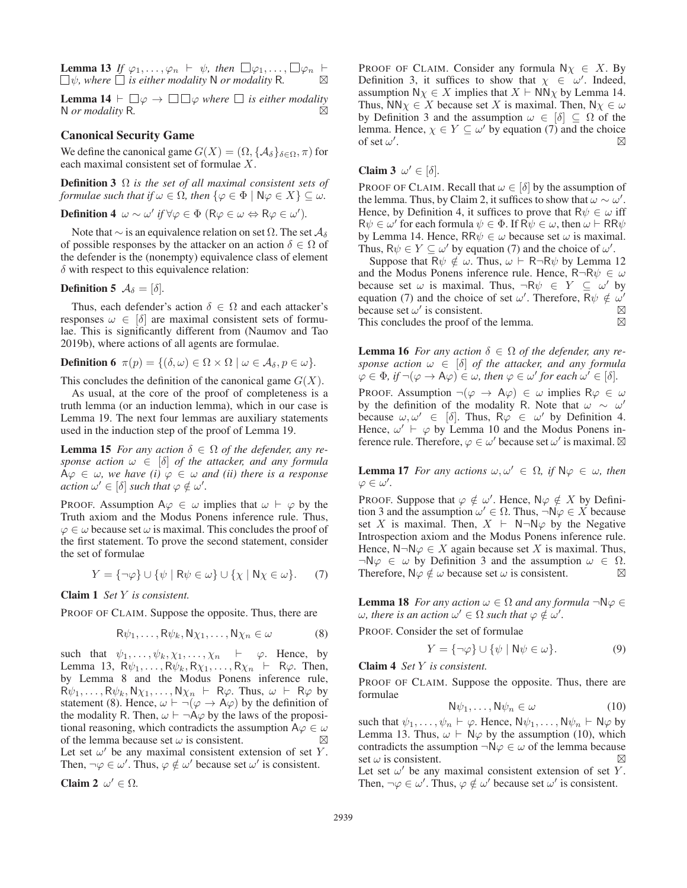**Lemma 13** *If $\varphi_1, \dots, \varphi_n \vdash \psi$, then $\Box\varphi_1, \dots, \Box\varphi_n \vdash \Box\psi$, where $\Box$ is either modality* $\mathsf{N}$ *or modality* $\mathsf{R}$. ⊠

**Lemma 14** $\vdash \Box\varphi \to \Box\Box\varphi$ *where $\Box$ is either modality* $\mathsf{N}$ *or modality* $\mathsf{R}$. ⊠

## Canonical Security Game

We define the canonical game $G(X) = (\Omega, \{\mathcal{A}_\delta\}_{\delta\in\Omega}, \pi)$ for each maximal consistent set of formulae $X$.

**Definition 3** *$\Omega$ is the set of all maximal consistent sets of formulae such that if $\omega \in \Omega$, then $\{\varphi \in \Phi \mid \mathsf{N}\varphi \in X\} \subseteq \omega$.*

**Definition 4** $\omega \sim \omega'$ *if* $\forall \varphi \in \Phi\ (\mathsf{R}\varphi \in \omega \Leftrightarrow \mathsf{R}\varphi \in \omega')$.

Note that $\sim$ is an equivalence relation on set $\Omega$. The set $\mathcal{A}_\delta$ of possible responses by the attacker on an action $\delta \in \Omega$ of the defender is the (nonempty) equivalence class of element $\delta$ with respect to this equivalence relation:

**Definition 5** $\mathcal{A}_\delta = [\delta]$.

Thus, each defender's action $\delta \in \Omega$ and each attacker's responses $\omega \in [\delta]$ are maximal consistent sets of formulae. This is significantly different from (Naumov and Tao 2019b), where actions of all agents are formulae.

**Definition 6** $\pi(p) = \{(\delta, \omega) \in \Omega \times \Omega \mid \omega \in \mathcal{A}_\delta, p \in \omega\}$.

This concludes the definition of the canonical game $G(X)$.

As usual, at the core of the proof of completeness is a truth lemma (or an induction lemma), which in our case is Lemma 19. The next four lemmas are auxiliary statements used in the induction step of the proof of Lemma 19.

**Lemma 15** *For any action $\delta \in \Omega$ of the defender, any response action $\omega \in [\delta]$ of the attacker, and any formula $\mathsf{A}\varphi \in \omega$, we have (i) $\varphi \in \omega$ and (ii) there is a response action $\omega' \in [\delta]$ such that $\varphi \notin \omega'$.*

PROOF. Assumption $\mathsf{A}\varphi \in \omega$ implies that $\omega \vdash \varphi$ by the Truth axiom and the Modus Ponens inference rule. Thus, $\varphi \in \omega$ because set $\omega$ is maximal. This concludes the proof of the first statement. To prove the second statement, consider the set of formulae

$$Y = \{\neg\varphi\} \cup \{\psi \mid \mathsf{R}\psi \in \omega\} \cup \{\chi \mid \mathsf{N}\chi \in \omega\}. \tag{7}$$

**Claim 1** *Set $Y$ is consistent.*

PROOF OF CLAIM. Suppose the opposite. Thus, there are

$$\mathsf{R}\psi_1, \dots, \mathsf{R}\psi_k, \mathsf{N}\chi_1, \dots, \mathsf{N}\chi_n \in \omega \tag{8}$$

such that $\psi_1, \dots, \psi_k, \chi_1, \dots, \chi_n \vdash \varphi$. Hence, by Lemma 13, $\mathsf{R}\psi_1, \dots, \mathsf{R}\psi_k, \mathsf{R}\chi_1, \dots, \mathsf{R}\chi_n \vdash \mathsf{R}\varphi$. Then, by Lemma 8 and the Modus Ponens inference rule, $\mathsf{R}\psi_1, \dots, \mathsf{R}\psi_k, \mathsf{N}\chi_1, \dots, \mathsf{N}\chi_n \vdash \mathsf{R}\varphi$. Thus, $\omega \vdash \mathsf{R}\varphi$ by statement (8). Hence, $\omega \vdash \neg(\varphi \to \mathsf{A}\varphi)$ by the definition of the modality $\mathsf{R}$. Then, $\omega \vdash \neg\mathsf{A}\varphi$ by the laws of the propositional reasoning, which contradicts the assumption $\mathsf{A}\varphi \in \omega$ of the lemma because set $\omega$ is consistent. ⊠

Let set $\omega'$ be any maximal consistent extension of set $Y$. Then, $\neg\varphi \in \omega'$. Thus, $\varphi \notin \omega'$ because set $\omega'$ is consistent.

**Claim 2** $\omega' \in \Omega$.

PROOF OF CLAIM. Consider any formula $\mathsf{N}\chi \in X$. By Definition 3, it suffices to show that $\chi \in \omega'$. Indeed, assumption $\mathsf{N}\chi \in X$ implies that $X \vdash \mathsf{N}\mathsf{N}\chi$ by Lemma 14. Thus, $\mathsf{N}\mathsf{N}\chi \in X$ because set $X$ is maximal. Then, $\mathsf{N}\chi \in \omega$ by Definition 3 and the assumption $\omega \in [\delta] \subseteq \Omega$ of the lemma. Hence, $\chi \in Y \subseteq \omega'$ by equation (7) and the choice of set $\omega'$. ⊠

**Claim 3** $\omega' \in [\delta]$.

PROOF OF CLAIM. Recall that $\omega \in [\delta]$ by the assumption of the lemma. Thus, by Claim 2, it suffices to show that $\omega \sim \omega'$. Hence, by Definition 4, it suffices to prove that $\mathsf{R}\psi \in \omega$ iff $\mathsf{R}\psi \in \omega'$ for each formula $\psi \in \Phi$. If $\mathsf{R}\psi \in \omega$, then $\omega \vdash \mathsf{R}\mathsf{R}\psi$ by Lemma 14. Hence, $\mathsf{R}\mathsf{R}\psi \in \omega$ because set $\omega$ is maximal. Thus, $\mathsf{R}\psi \in Y \subseteq \omega'$ by equation (7) and the choice of $\omega'$.

Suppose that $\mathsf{R}\psi \notin \omega$. Thus, $\omega \vdash \mathsf{R}\neg\mathsf{R}\psi$ by Lemma 12 and the Modus Ponens inference rule. Hence, $\mathsf{R}\neg\mathsf{R}\psi \in \omega$ because set $\omega$ is maximal. Thus, $\neg\mathsf{R}\psi \in Y \subseteq \omega'$ by equation (7) and the choice of set $\omega'$. Therefore, $\mathsf{R}\psi \notin \omega'$ because set $\omega'$ is consistent. ⊠

This concludes the proof of the lemma. ⊠

**Lemma 16** *For any action $\delta \in \Omega$ of the defender, any response action $\omega \in [\delta]$ of the attacker, and any formula $\varphi \in \Phi$, if $\neg(\varphi \to \mathsf{A}\varphi) \in \omega$, then $\varphi \in \omega'$ for each $\omega' \in [\delta]$.*

PROOF. Assumption $\neg(\varphi \to \mathsf{A}\varphi) \in \omega$ implies $\mathsf{R}\varphi \in \omega$ by the definition of the modality $\mathsf{R}$. Note that $\omega \sim \omega'$ because $\omega, \omega' \in [\delta]$. Thus, $\mathsf{R}\varphi \in \omega'$ by Definition 4. Hence, $\omega' \vdash \varphi$ by Lemma 10 and the Modus Ponens inference rule. Therefore, $\varphi \in \omega'$ because set $\omega'$ is maximal. ⊠

**Lemma 17** *For any actions $\omega, \omega' \in \Omega$, if $\mathsf{N}\varphi \in \omega$, then $\varphi \in \omega'$.*

PROOF. Suppose that $\varphi \notin \omega'$. Hence, $\mathsf{N}\varphi \notin X$ by Definition 3 and the assumption $\omega' \in \Omega$. Thus, $\neg\mathsf{N}\varphi \in X$ because set $X$ is maximal. Then, $X \vdash \mathsf{N}\neg\mathsf{N}\varphi$ by the Negative Introspection axiom and the Modus Ponens inference rule. Hence, $\mathsf{N}\neg\mathsf{N}\varphi \in X$ again because set $X$ is maximal. Thus, $\neg\mathsf{N}\varphi \in \omega$ by Definition 3 and the assumption $\omega \in \Omega$. Therefore, $\mathsf{N}\varphi \notin \omega$ because set $\omega$ is consistent. ⊠

**Lemma 18** *For any action $\omega \in \Omega$ and any formula $\neg\mathsf{N}\varphi \in \omega$, there is an action $\omega' \in \Omega$ such that $\varphi \notin \omega'$.*

PROOF. Consider the set of formulae

$$Y = \{\neg\varphi\} \cup \{\psi \mid \mathsf{N}\psi \in \omega\}. \tag{9}$$

**Claim 4** *Set $Y$ is consistent.*

PROOF OF CLAIM. Suppose the opposite. Thus, there are formulae

$$\mathsf{N}\psi_1, \dots, \mathsf{N}\psi_n \in \omega \tag{10}$$

such that $\psi_1, \dots, \psi_n \vdash \varphi$. Hence, $\mathsf{N}\psi_1, \dots, \mathsf{N}\psi_n \vdash \mathsf{N}\varphi$ by Lemma 13. Thus, $\omega \vdash \mathsf{N}\varphi$ by the assumption (10), which contradicts the assumption $\neg\mathsf{N}\varphi \in \omega$ of the lemma because set $\omega$ is consistent. ⊠

Let set $\omega'$ be any maximal consistent extension of set $Y$. Then, $\neg\varphi \in \omega'$. Thus, $\varphi \notin \omega'$ because set $\omega'$ is consistent.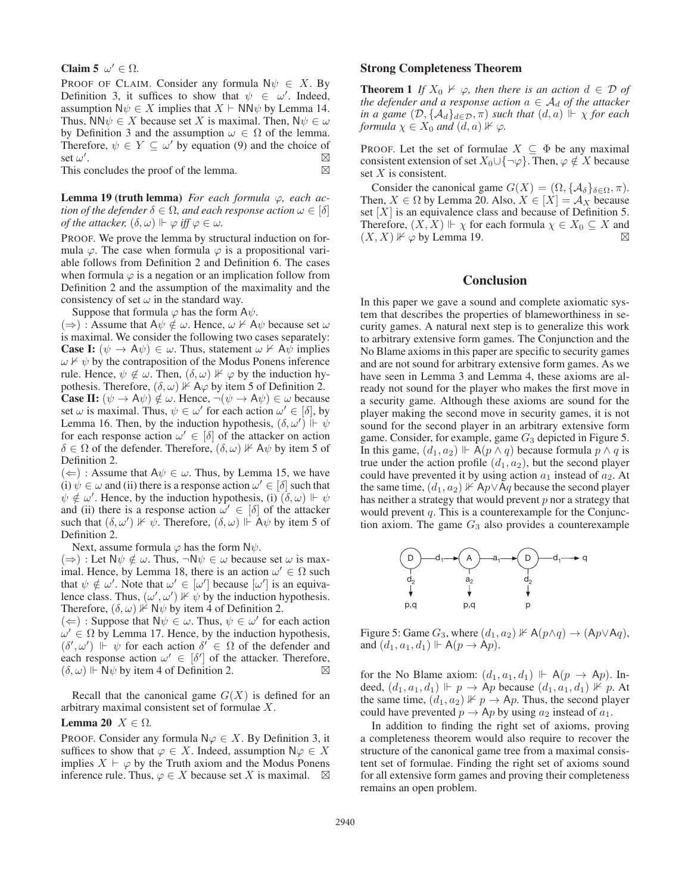**Claim 5** $\omega' \in \Omega$.

PROOF OF CLAIM. Consider any formula $\mathsf{N}\psi \in X$. By Definition 3, it suffices to show that $\psi \in \omega'$. Indeed, assumption $\mathsf{N}\psi \in X$ implies that $X \vdash \mathsf{NN}\psi$ by Lemma 14. Thus, $\mathsf{NN}\psi \in X$ because set $X$ is maximal. Then, $\mathsf{N}\psi \in \omega$ by Definition 3 and the assumption $\omega \in \Omega$ of the lemma. Therefore, $\psi \in Y \subseteq \omega'$ by equation (9) and the choice of set $\omega'$. ⊠

This concludes the proof of the lemma. ⊠

**Lemma 19 (truth lemma)** *For each formula $\varphi$, each action of the defender $\delta \in \Omega$, and each response action $\omega \in [\delta]$ of the attacker, $(\delta, \omega) \Vdash \varphi$ iff $\varphi \in \omega$.*

PROOF. We prove the lemma by structural induction on formula $\varphi$. The case when formula $\varphi$ is a propositional variable follows from Definition 2 and Definition 6. The cases when formula $\varphi$ is a negation or an implication follow from Definition 2 and the assumption of the maximality and the consistency of set $\omega$ in the standard way.

Suppose that formula $\varphi$ has the form $\mathsf{A}\psi$.

$(\Rightarrow)$ : Assume that $\mathsf{A}\psi \notin \omega$. Hence, $\omega \nvdash \mathsf{A}\psi$ because set $\omega$ is maximal. We consider the following two cases separately:

**Case I:** $(\psi \to \mathsf{A}\psi) \in \omega$. Thus, statement $\omega \nvdash \mathsf{A}\psi$ implies $\omega \nvdash \psi$ by the contraposition of the Modus Ponens inference rule. Hence, $\psi \notin \omega$. Then, $(\delta, \omega) \nVdash \varphi$ by the induction hypothesis. Therefore, $(\delta, \omega) \nVdash \mathsf{A}\varphi$ by item 5 of Definition 2.

**Case II:** $(\psi \to \mathsf{A}\psi) \notin \omega$. Hence, $\neg(\psi \to \mathsf{A}\psi) \in \omega$ because set $\omega$ is maximal. Thus, $\psi \in \omega'$ for each action $\omega' \in [\delta]$, by Lemma 16. Then, by the induction hypothesis, $(\delta, \omega') \Vdash \psi$ for each response action $\omega' \in [\delta]$ of the attacker on action $\delta \in \Omega$ of the defender. Therefore, $(\delta, \omega) \nVdash \mathsf{A}\psi$ by item 5 of Definition 2.

$(\Leftarrow)$ : Assume that $\mathsf{A}\psi \in \omega$. Thus, by Lemma 15, we have (i) $\psi \in \omega$ and (ii) there is a response action $\omega' \in [\delta]$ such that $\psi \notin \omega'$. Hence, by the induction hypothesis, (i) $(\delta, \omega) \Vdash \psi$ and (ii) there is a response action $\omega' \in [\delta]$ of the attacker such that $(\delta, \omega') \nVdash \psi$. Therefore, $(\delta, \omega) \Vdash \mathsf{A}\psi$ by item 5 of Definition 2.

Next, assume formula $\varphi$ has the form $\mathsf{N}\psi$.

$(\Rightarrow)$ : Let $\mathsf{N}\psi \notin \omega$. Thus, $\neg\mathsf{N}\psi \in \omega$ because set $\omega$ is maximal. Hence, by Lemma 18, there is an action $\omega' \in \Omega$ such that $\psi \notin \omega'$. Note that $\omega' \in [\omega']$ because $[\omega']$ is an equivalence class. Thus, $(\omega', \omega') \nVdash \psi$ by the induction hypothesis. Therefore, $(\delta, \omega) \nVdash \mathsf{N}\psi$ by item 4 of Definition 2.

$(\Leftarrow)$ : Suppose that $\mathsf{N}\psi \in \omega$. Thus, $\psi \in \omega'$ for each action $\omega' \in \Omega$ by Lemma 17. Hence, by the induction hypothesis, $(\delta', \omega') \Vdash \psi$ for each action $\delta' \in \Omega$ of the defender and each response action $\omega' \in [\delta']$ of the attacker. Therefore, $(\delta, \omega) \Vdash \mathsf{N}\psi$ by item 4 of Definition 2. ⊠

Recall that the canonical game $G(X)$ is defined for an arbitrary maximal consistent set of formulae $X$.

**Lemma 20** $X \in \Omega$.

PROOF. Consider any formula $\mathsf{N}\varphi \in X$. By Definition 3, it suffices to show that $\varphi \in X$. Indeed, assumption $\mathsf{N}\varphi \in X$ implies $X \vdash \varphi$ by the Truth axiom and the Modus Ponens inference rule. Thus, $\varphi \in X$ because set $X$ is maximal. ⊠

## Strong Completeness Theorem

**Theorem 1** *If $X_0 \nvdash \varphi$, then there is an action $d \in \mathcal{D}$ of the defender and a response action $a \in \mathcal{A}_d$ of the attacker in a game $(\mathcal{D}, \{\mathcal{A}_d\}_{d \in \mathcal{D}}, \pi)$ such that $(d, a) \Vdash \chi$ for each formula $\chi \in X_0$ and $(d, a) \nVdash \varphi$.*

PROOF. Let the set of formulae $X \subseteq \Phi$ be any maximal consistent extension of set $X_0 \cup \{\neg\varphi\}$. Then, $\varphi \notin X$ because set $X$ is consistent.

Consider the canonical game $G(X) = (\Omega, \{\mathcal{A}_\delta\}_{\delta \in \Omega}, \pi)$. Then, $X \in \Omega$ by Lemma 20. Also, $X \in [X] = \mathcal{A}_X$ because set $[X]$ is an equivalence class and because of Definition 5. Therefore, $(X, X) \Vdash \chi$ for each formula $\chi \in X_0 \subseteq X$ and $(X, X) \nVdash \varphi$ by Lemma 19. ⊠

## Conclusion

In this paper we gave a sound and complete axiomatic system that describes the properties of blameworthiness in security games. A natural next step is to generalize this work to arbitrary extensive form games. The Conjunction and the No Blame axioms in this paper are specific to security games and are not sound for arbitrary extensive form games. As we have seen in Lemma 3 and Lemma 4, these axioms are already not sound for the player who makes the first move in a security game. Although these axioms are sound for the player making the second move in security games, it is not sound for the second player in an arbitrary extensive form game. Consider, for example, game $G_3$ depicted in Figure 5. In this game, $(d_1, a_2) \Vdash \mathsf{A}(p \wedge q)$ because formula $p \wedge q$ is true under the action profile $(d_1, a_2)$, but the second player could have prevented it by using action $a_1$ instead of $a_2$. At the same time, $(d_1, a_2) \nVdash \mathsf{A}p \vee \mathsf{A}q$ because the second player has neither a strategy that would prevent $p$ nor a strategy that would prevent $q$. This is a counterexample for the Conjunction axiom. The game $G_3$ also provides a counterexample for the No Blame axiom: $(d_1, a_1, d_1) \Vdash \mathsf{A}(p \to \mathsf{A}p)$. Indeed, $(d_1, a_1, d_1) \Vdash p \to \mathsf{A}p$ because $(d_1, a_1, d_1) \nVdash p$. At the same time, $(d_1, a_2) \nVdash p \to \mathsf{A}p$. Thus, the second player could have prevented $p \to \mathsf{A}p$ by using $a_2$ instead of $a_1$.

Figure 5: Game $G_3$, where $(d_1, a_2) \nVdash \mathsf{A}(p \wedge q) \to (\mathsf{A}p \vee \mathsf{A}q)$, and $(d_1, a_1, d_1) \Vdash \mathsf{A}(p \to \mathsf{A}p)$.

In addition to finding the right set of axioms, proving a completeness theorem would also require to recover the structure of the canonical game tree from a maximal consistent set of formulae. Finding the right set of axioms sound for all extensive form games and proving their completeness remains an open problem.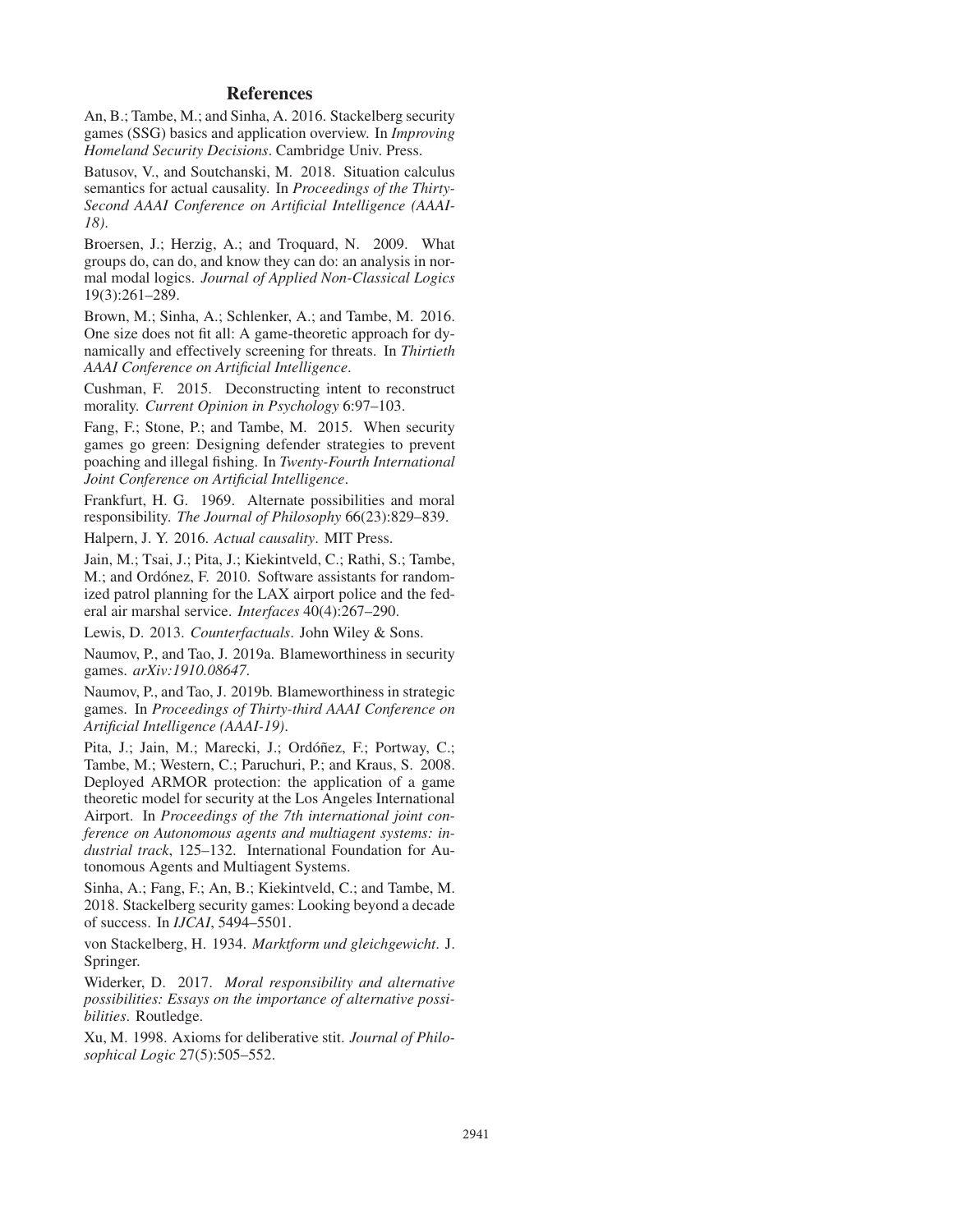## References

An, B.; Tambe, M.; and Sinha, A. 2016. Stackelberg security games (SSG) basics and application overview. In *Improving Homeland Security Decisions*. Cambridge Univ. Press.

Batusov, V., and Soutchanski, M. 2018. Situation calculus semantics for actual causality. In *Proceedings of the Thirty-Second AAAI Conference on Artificial Intelligence (AAAI-18)*.

Broersen, J.; Herzig, A.; and Troquard, N. 2009. What groups do, can do, and know they can do: an analysis in normal modal logics. *Journal of Applied Non-Classical Logics* 19(3):261–289.

Brown, M.; Sinha, A.; Schlenker, A.; and Tambe, M. 2016. One size does not fit all: A game-theoretic approach for dynamically and effectively screening for threats. In *Thirtieth AAAI Conference on Artificial Intelligence*.

Cushman, F. 2015. Deconstructing intent to reconstruct morality. *Current Opinion in Psychology* 6:97–103.

Fang, F.; Stone, P.; and Tambe, M. 2015. When security games go green: Designing defender strategies to prevent poaching and illegal fishing. In *Twenty-Fourth International Joint Conference on Artificial Intelligence*.

Frankfurt, H. G. 1969. Alternate possibilities and moral responsibility. *The Journal of Philosophy* 66(23):829–839.

Halpern, J. Y. 2016. *Actual causality*. MIT Press.

Jain, M.; Tsai, J.; Pita, J.; Kiekintveld, C.; Rathi, S.; Tambe, M.; and Ordónez, F. 2010. Software assistants for randomized patrol planning for the LAX airport police and the federal air marshal service. *Interfaces* 40(4):267–290.

Lewis, D. 2013. *Counterfactuals*. John Wiley & Sons.

Naumov, P., and Tao, J. 2019a. Blameworthiness in security games. *arXiv:1910.08647*.

Naumov, P., and Tao, J. 2019b. Blameworthiness in strategic games. In *Proceedings of Thirty-third AAAI Conference on Artificial Intelligence (AAAI-19)*.

Pita, J.; Jain, M.; Marecki, J.; Ordóñez, F.; Portway, C.; Tambe, M.; Western, C.; Paruchuri, P.; and Kraus, S. 2008. Deployed ARMOR protection: the application of a game theoretic model for security at the Los Angeles International Airport. In *Proceedings of the 7th international joint conference on Autonomous agents and multiagent systems: industrial track*, 125–132. International Foundation for Autonomous Agents and Multiagent Systems.

Sinha, A.; Fang, F.; An, B.; Kiekintveld, C.; and Tambe, M. 2018. Stackelberg security games: Looking beyond a decade of success. In *IJCAI*, 5494–5501.

von Stackelberg, H. 1934. *Marktform und gleichgewicht*. J. Springer.

Widerker, D. 2017. *Moral responsibility and alternative possibilities: Essays on the importance of alternative possibilities*. Routledge.

Xu, M. 1998. Axioms for deliberative stit. *Journal of Philosophical Logic* 27(5):505–552.